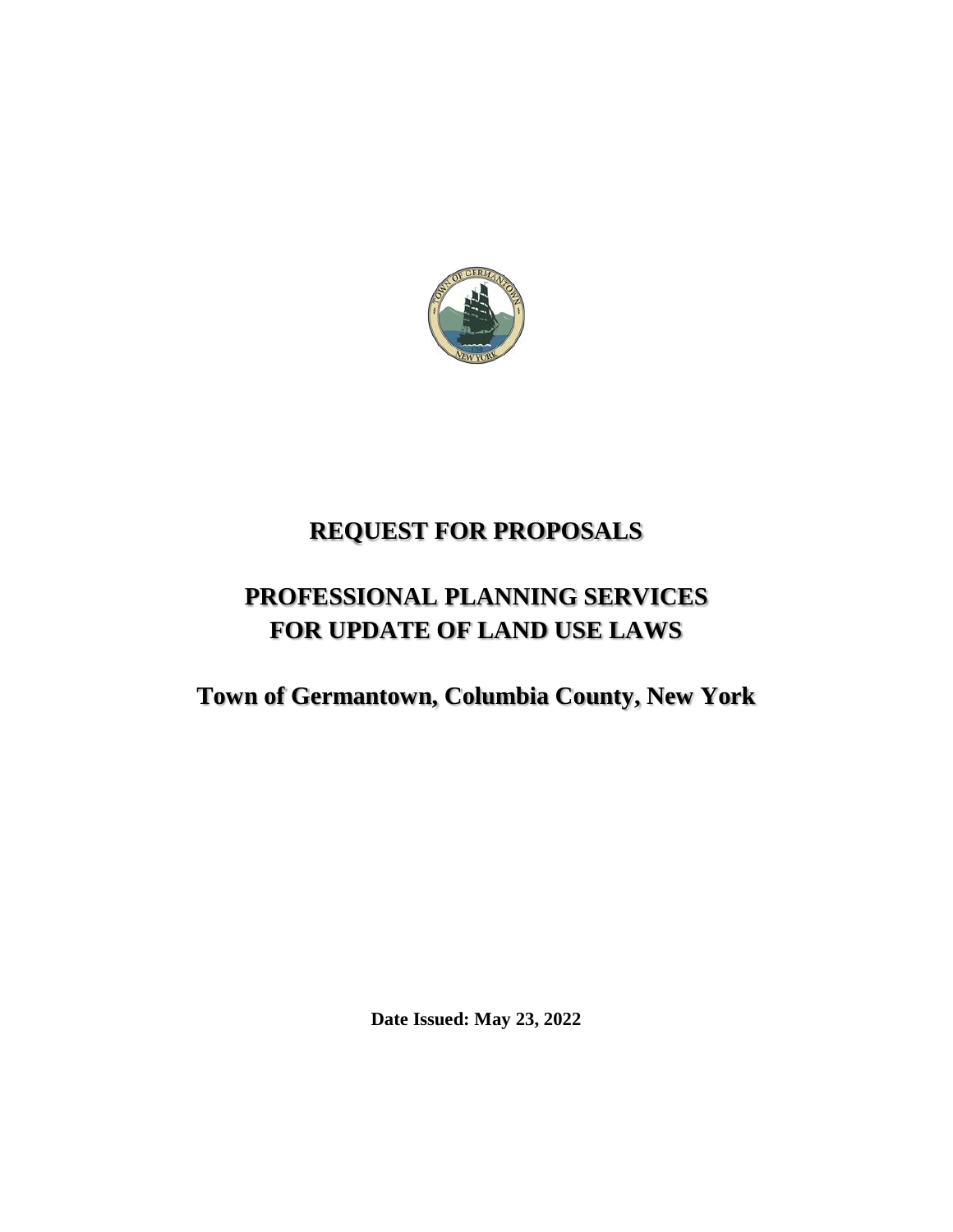# REQUEST FOR PROPOSALS

## PROFESSIONAL PLANNING SERVICES FOR UPDATE OF LAND USE LAWS

## Town of Germantown, Columbia County, New York

**Date Issued: May 23, 2022**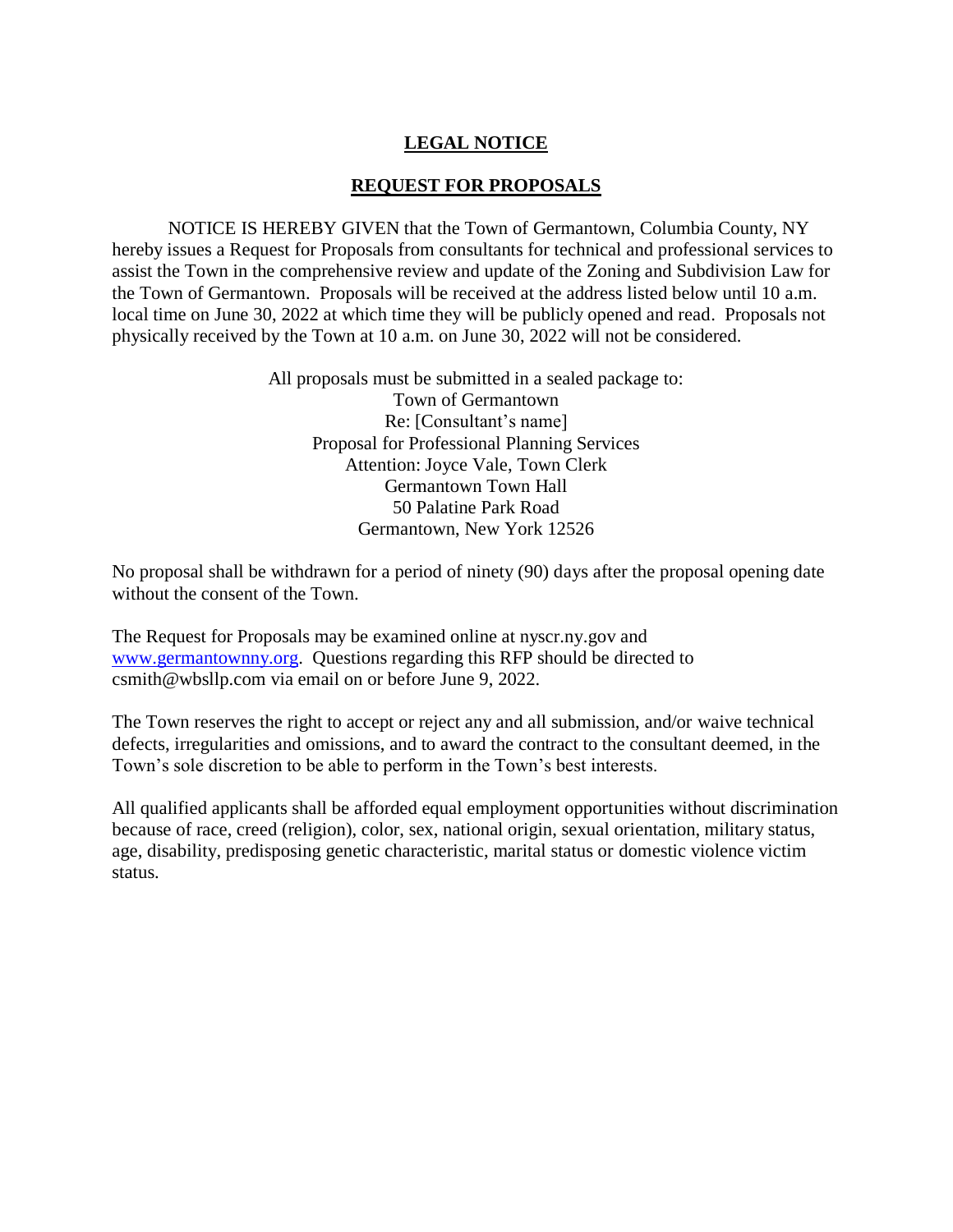# LEGAL NOTICE

## REQUEST FOR PROPOSALS

NOTICE IS HEREBY GIVEN that the Town of Germantown, Columbia County, NY hereby issues a Request for Proposals from consultants for technical and professional services to assist the Town in the comprehensive review and update of the Zoning and Subdivision Law for the Town of Germantown. Proposals will be received at the address listed below until 10 a.m. local time on June 30, 2022 at which time they will be publicly opened and read. Proposals not physically received by the Town at 10 a.m. on June 30, 2022 will not be considered.

All proposals must be submitted in a sealed package to:
Town of Germantown
Re: [Consultant's name]
Proposal for Professional Planning Services
Attention: Joyce Vale, Town Clerk
Germantown Town Hall
50 Palatine Park Road
Germantown, New York 12526

No proposal shall be withdrawn for a period of ninety (90) days after the proposal opening date without the consent of the Town.

The Request for Proposals may be examined online at nyscr.ny.gov and [www.germantownny.org](http://www.germantownny.org). Questions regarding this RFP should be directed to csmith@wbsllp.com via email on or before June 9, 2022.

The Town reserves the right to accept or reject any and all submission, and/or waive technical defects, irregularities and omissions, and to award the contract to the consultant deemed, in the Town's sole discretion to be able to perform in the Town's best interests.

All qualified applicants shall be afforded equal employment opportunities without discrimination because of race, creed (religion), color, sex, national origin, sexual orientation, military status, age, disability, predisposing genetic characteristic, marital status or domestic violence victim status.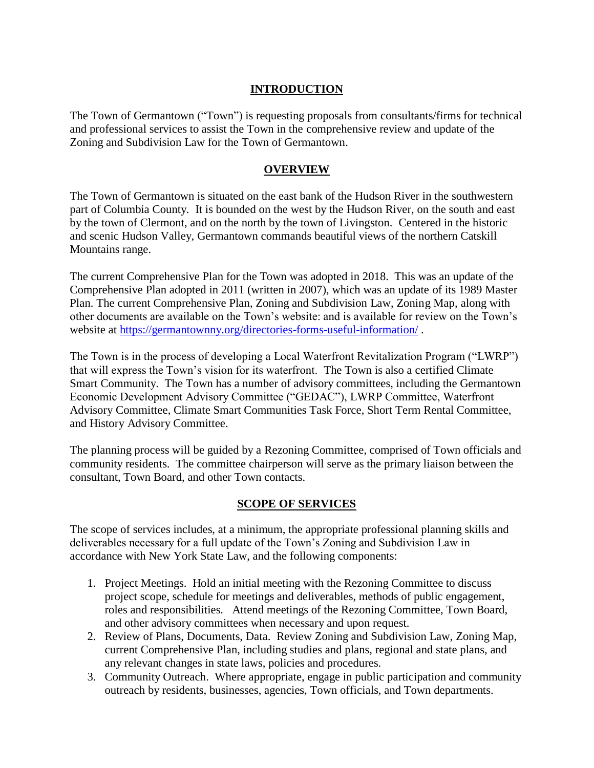## INTRODUCTION

The Town of Germantown ("Town") is requesting proposals from consultants/firms for technical and professional services to assist the Town in the comprehensive review and update of the Zoning and Subdivision Law for the Town of Germantown.

## OVERVIEW

The Town of Germantown is situated on the east bank of the Hudson River in the southwestern part of Columbia County. It is bounded on the west by the Hudson River, on the south and east by the town of Clermont, and on the north by the town of Livingston. Centered in the historic and scenic Hudson Valley, Germantown commands beautiful views of the northern Catskill Mountains range.

The current Comprehensive Plan for the Town was adopted in 2018. This was an update of the Comprehensive Plan adopted in 2011 (written in 2007), which was an update of its 1989 Master Plan. The current Comprehensive Plan, Zoning and Subdivision Law, Zoning Map, along with other documents are available on the Town's website: and is available for review on the Town's website at https://germantownny.org/directories-forms-useful-information/ .

The Town is in the process of developing a Local Waterfront Revitalization Program ("LWRP") that will express the Town's vision for its waterfront. The Town is also a certified Climate Smart Community. The Town has a number of advisory committees, including the Germantown Economic Development Advisory Committee ("GEDAC"), LWRP Committee, Waterfront Advisory Committee, Climate Smart Communities Task Force, Short Term Rental Committee, and History Advisory Committee.

The planning process will be guided by a Rezoning Committee, comprised of Town officials and community residents. The committee chairperson will serve as the primary liaison between the consultant, Town Board, and other Town contacts.

## SCOPE OF SERVICES

The scope of services includes, at a minimum, the appropriate professional planning skills and deliverables necessary for a full update of the Town's Zoning and Subdivision Law in accordance with New York State Law, and the following components:

1. Project Meetings. Hold an initial meeting with the Rezoning Committee to discuss project scope, schedule for meetings and deliverables, methods of public engagement, roles and responsibilities. Attend meetings of the Rezoning Committee, Town Board, and other advisory committees when necessary and upon request.
2. Review of Plans, Documents, Data. Review Zoning and Subdivision Law, Zoning Map, current Comprehensive Plan, including studies and plans, regional and state plans, and any relevant changes in state laws, policies and procedures.
3. Community Outreach. Where appropriate, engage in public participation and community outreach by residents, businesses, agencies, Town officials, and Town departments.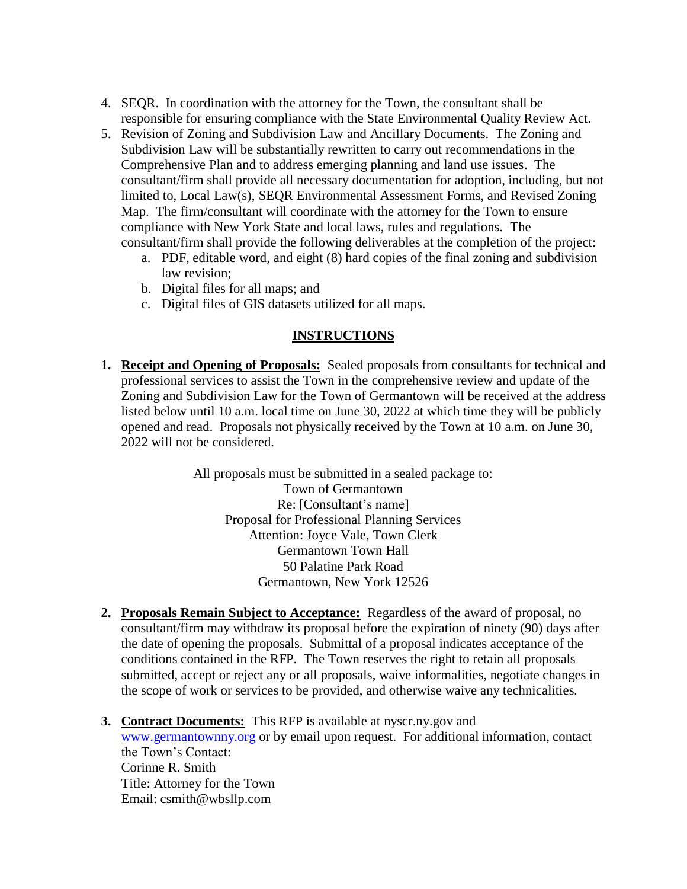4. SEQR. In coordination with the attorney for the Town, the consultant shall be responsible for ensuring compliance with the State Environmental Quality Review Act.
5. Revision of Zoning and Subdivision Law and Ancillary Documents. The Zoning and Subdivision Law will be substantially rewritten to carry out recommendations in the Comprehensive Plan and to address emerging planning and land use issues. The consultant/firm shall provide all necessary documentation for adoption, including, but not limited to, Local Law(s), SEQR Environmental Assessment Forms, and Revised Zoning Map. The firm/consultant will coordinate with the attorney for the Town to ensure compliance with New York State and local laws, rules and regulations. The consultant/firm shall provide the following deliverables at the completion of the project:
   a. PDF, editable word, and eight (8) hard copies of the final zoning and subdivision law revision;
   b. Digital files for all maps; and
   c. Digital files of GIS datasets utilized for all maps.

## INSTRUCTIONS

1. **Receipt and Opening of Proposals:** Sealed proposals from consultants for technical and professional services to assist the Town in the comprehensive review and update of the Zoning and Subdivision Law for the Town of Germantown will be received at the address listed below until 10 a.m. local time on June 30, 2022 at which time they will be publicly opened and read. Proposals not physically received by the Town at 10 a.m. on June 30, 2022 will not be considered.

   All proposals must be submitted in a sealed package to:
   Town of Germantown
   Re: [Consultant's name]
   Proposal for Professional Planning Services
   Attention: Joyce Vale, Town Clerk
   Germantown Town Hall
   50 Palatine Park Road
   Germantown, New York 12526

2. **Proposals Remain Subject to Acceptance:** Regardless of the award of proposal, no consultant/firm may withdraw its proposal before the expiration of ninety (90) days after the date of opening the proposals. Submittal of a proposal indicates acceptance of the conditions contained in the RFP. The Town reserves the right to retain all proposals submitted, accept or reject any or all proposals, waive informalities, negotiate changes in the scope of work or services to be provided, and otherwise waive any technicalities.

3. **Contract Documents:** This RFP is available at nyscr.ny.gov and www.germantownny.org or by email upon request. For additional information, contact the Town's Contact:
   Corinne R. Smith
   Title: Attorney for the Town
   Email: csmith@wbsllp.com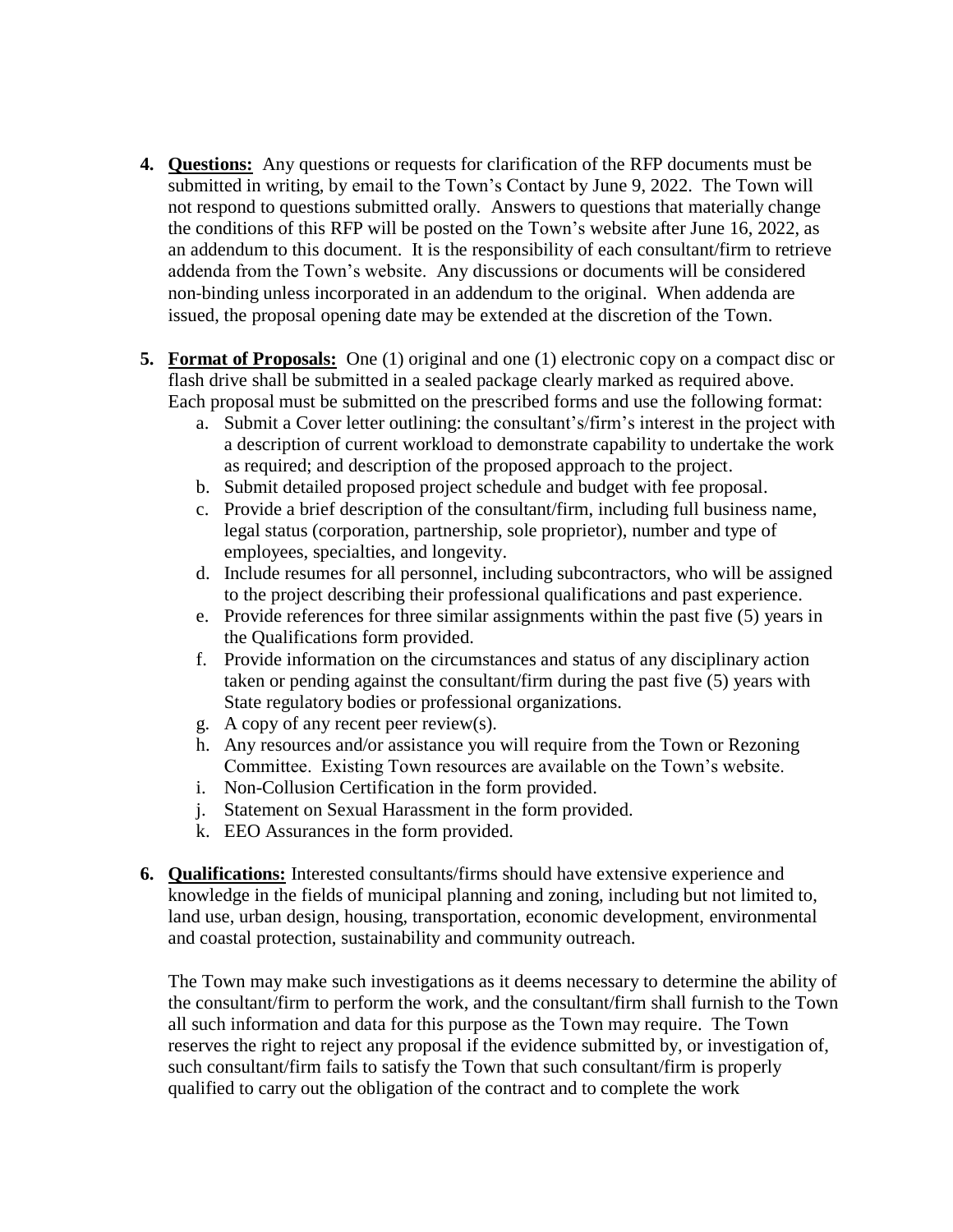4. **Questions:** Any questions or requests for clarification of the RFP documents must be submitted in writing, by email to the Town's Contact by June 9, 2022. The Town will not respond to questions submitted orally. Answers to questions that materially change the conditions of this RFP will be posted on the Town's website after June 16, 2022, as an addendum to this document. It is the responsibility of each consultant/firm to retrieve addenda from the Town's website. Any discussions or documents will be considered non-binding unless incorporated in an addendum to the original. When addenda are issued, the proposal opening date may be extended at the discretion of the Town.

5. **Format of Proposals:** One (1) original and one (1) electronic copy on a compact disc or flash drive shall be submitted in a sealed package clearly marked as required above. Each proposal must be submitted on the prescribed forms and use the following format:
   a. Submit a Cover letter outlining: the consultant's/firm's interest in the project with a description of current workload to demonstrate capability to undertake the work as required; and description of the proposed approach to the project.
   b. Submit detailed proposed project schedule and budget with fee proposal.
   c. Provide a brief description of the consultant/firm, including full business name, legal status (corporation, partnership, sole proprietor), number and type of employees, specialties, and longevity.
   d. Include resumes for all personnel, including subcontractors, who will be assigned to the project describing their professional qualifications and past experience.
   e. Provide references for three similar assignments within the past five (5) years in the Qualifications form provided.
   f. Provide information on the circumstances and status of any disciplinary action taken or pending against the consultant/firm during the past five (5) years with State regulatory bodies or professional organizations.
   g. A copy of any recent peer review(s).
   h. Any resources and/or assistance you will require from the Town or Rezoning Committee. Existing Town resources are available on the Town's website.
   i. Non-Collusion Certification in the form provided.
   j. Statement on Sexual Harassment in the form provided.
   k. EEO Assurances in the form provided.

6. **Qualifications:** Interested consultants/firms should have extensive experience and knowledge in the fields of municipal planning and zoning, including but not limited to, land use, urban design, housing, transportation, economic development, environmental and coastal protection, sustainability and community outreach.

   The Town may make such investigations as it deems necessary to determine the ability of the consultant/firm to perform the work, and the consultant/firm shall furnish to the Town all such information and data for this purpose as the Town may require. The Town reserves the right to reject any proposal if the evidence submitted by, or investigation of, such consultant/firm fails to satisfy the Town that such consultant/firm is properly qualified to carry out the obligation of the contract and to complete the work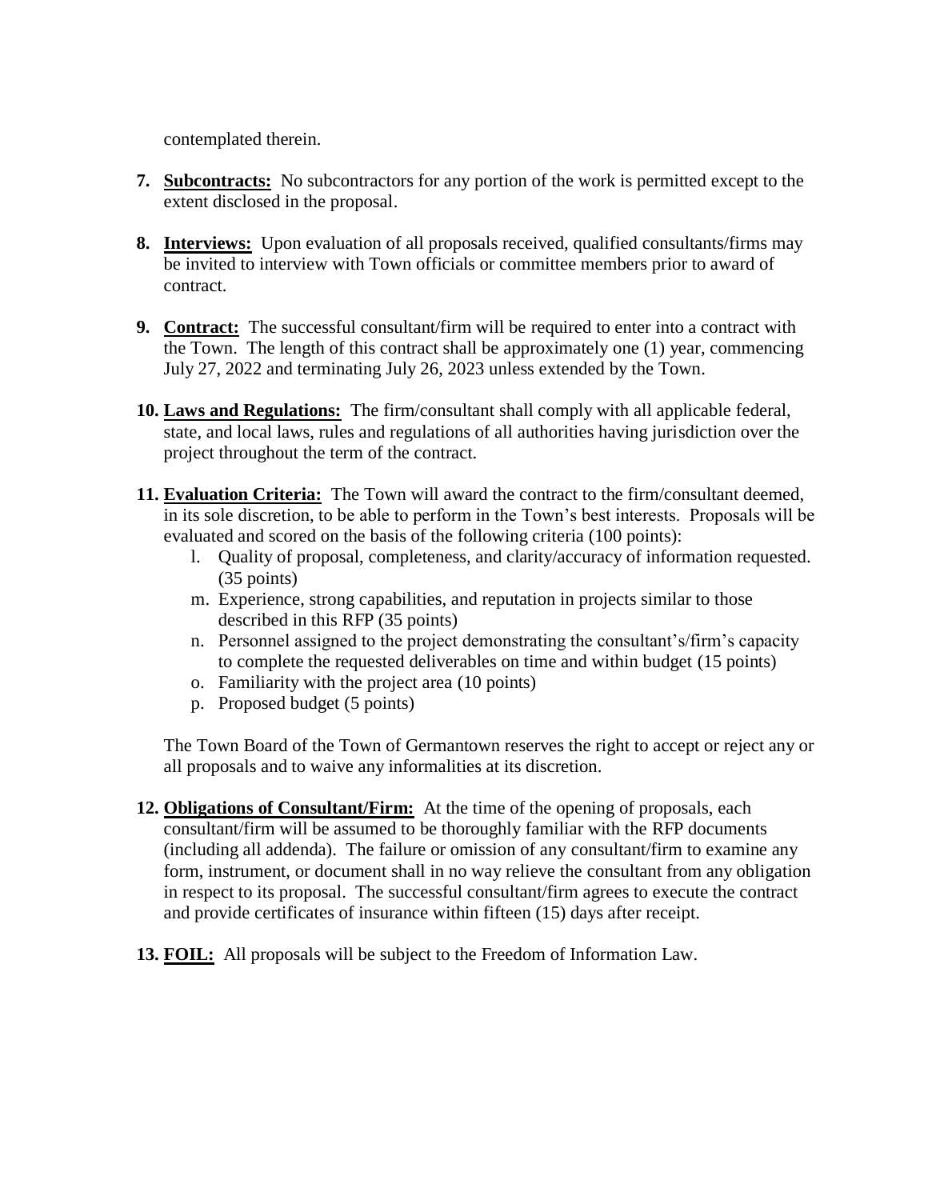contemplated therein.

7. **Subcontracts:** No subcontractors for any portion of the work is permitted except to the extent disclosed in the proposal.

8. **Interviews:** Upon evaluation of all proposals received, qualified consultants/firms may be invited to interview with Town officials or committee members prior to award of contract.

9. **Contract:** The successful consultant/firm will be required to enter into a contract with the Town. The length of this contract shall be approximately one (1) year, commencing July 27, 2022 and terminating July 26, 2023 unless extended by the Town.

10. **Laws and Regulations:** The firm/consultant shall comply with all applicable federal, state, and local laws, rules and regulations of all authorities having jurisdiction over the project throughout the term of the contract.

11. **Evaluation Criteria:** The Town will award the contract to the firm/consultant deemed, in its sole discretion, to be able to perform in the Town's best interests. Proposals will be evaluated and scored on the basis of the following criteria (100 points):
    l. Quality of proposal, completeness, and clarity/accuracy of information requested. (35 points)
    m. Experience, strong capabilities, and reputation in projects similar to those described in this RFP (35 points)
    n. Personnel assigned to the project demonstrating the consultant's/firm's capacity to complete the requested deliverables on time and within budget (15 points)
    o. Familiarity with the project area (10 points)
    p. Proposed budget (5 points)

    The Town Board of the Town of Germantown reserves the right to accept or reject any or all proposals and to waive any informalities at its discretion.

12. **Obligations of Consultant/Firm:** At the time of the opening of proposals, each consultant/firm will be assumed to be thoroughly familiar with the RFP documents (including all addenda). The failure or omission of any consultant/firm to examine any form, instrument, or document shall in no way relieve the consultant from any obligation in respect to its proposal. The successful consultant/firm agrees to execute the contract and provide certificates of insurance within fifteen (15) days after receipt.

13. **FOIL:** All proposals will be subject to the Freedom of Information Law.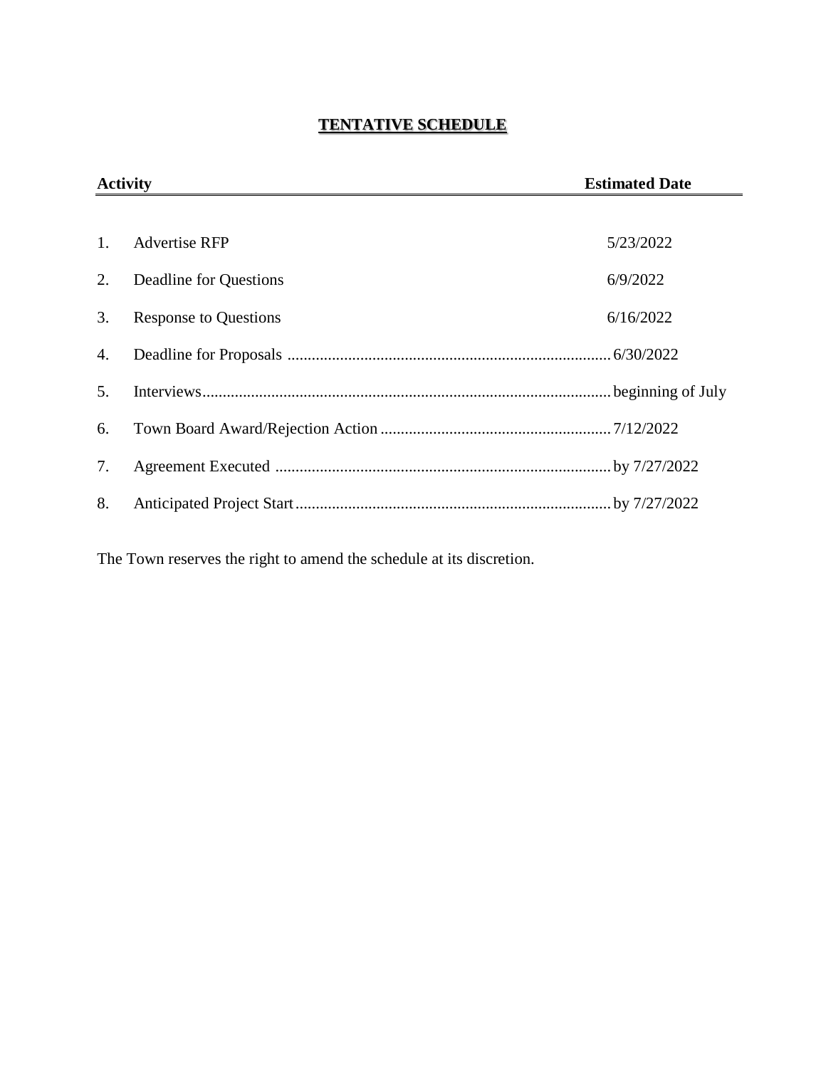## TENTATIVE SCHEDULE

| | Activity | Estimated Date |
|---|---|---|
| 1. | Advertise RFP | 5/23/2022 |
| 2. | Deadline for Questions | 6/9/2022 |
| 3. | Response to Questions | 6/16/2022 |
| 4. | Deadline for Proposals | 6/30/2022 |
| 5. | Interviews | beginning of July |
| 6. | Town Board Award/Rejection Action | 7/12/2022 |
| 7. | Agreement Executed | by 7/27/2022 |
| 8. | Anticipated Project Start | by 7/27/2022 |

The Town reserves the right to amend the schedule at its discretion.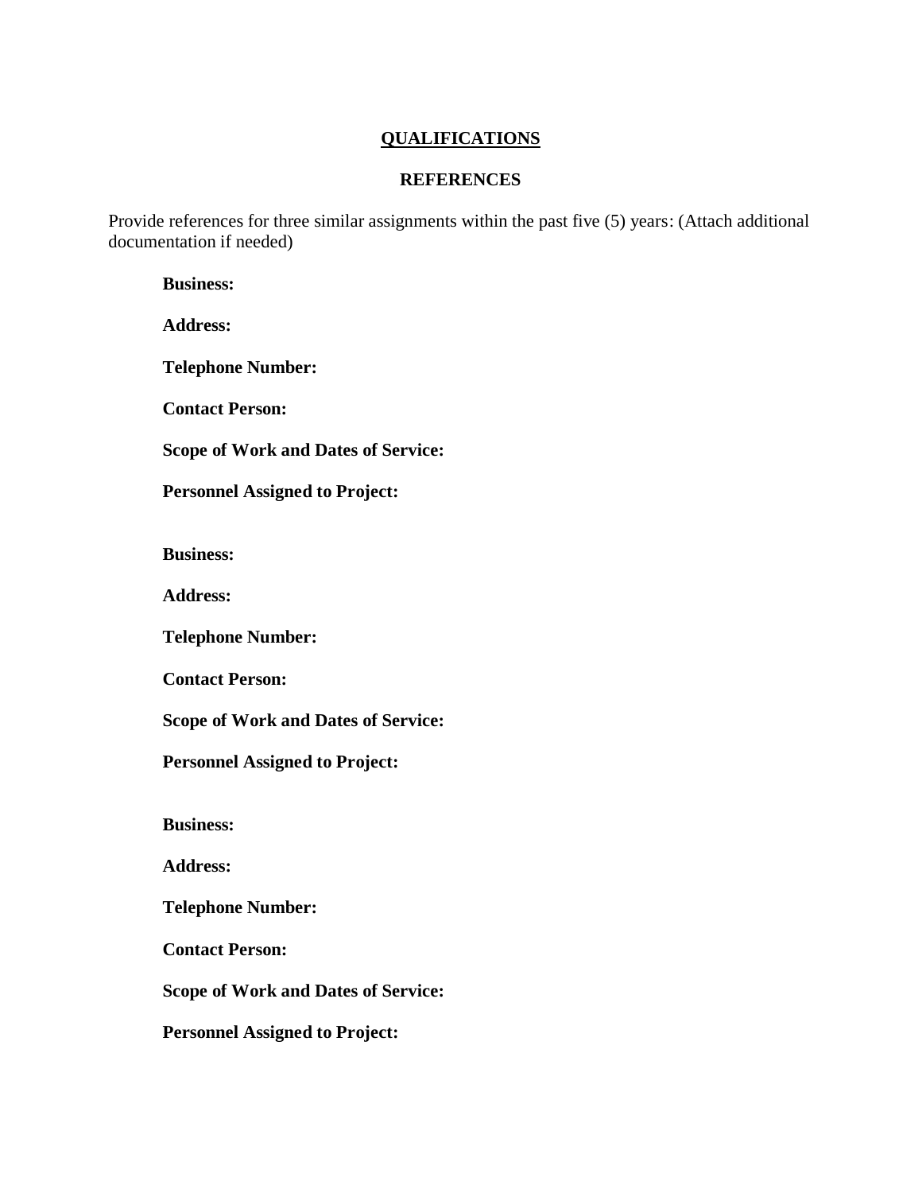## QUALIFICATIONS

### REFERENCES

Provide references for three similar assignments within the past five (5) years: (Attach additional documentation if needed)

**Business:**

**Address:**

**Telephone Number:**

**Contact Person:**

**Scope of Work and Dates of Service:**

**Personnel Assigned to Project:**

**Business:**

**Address:**

**Telephone Number:**

**Contact Person:**

**Scope of Work and Dates of Service:**

**Personnel Assigned to Project:**

**Business:**

**Address:**

**Telephone Number:**

**Contact Person:**

**Scope of Work and Dates of Service:**

**Personnel Assigned to Project:**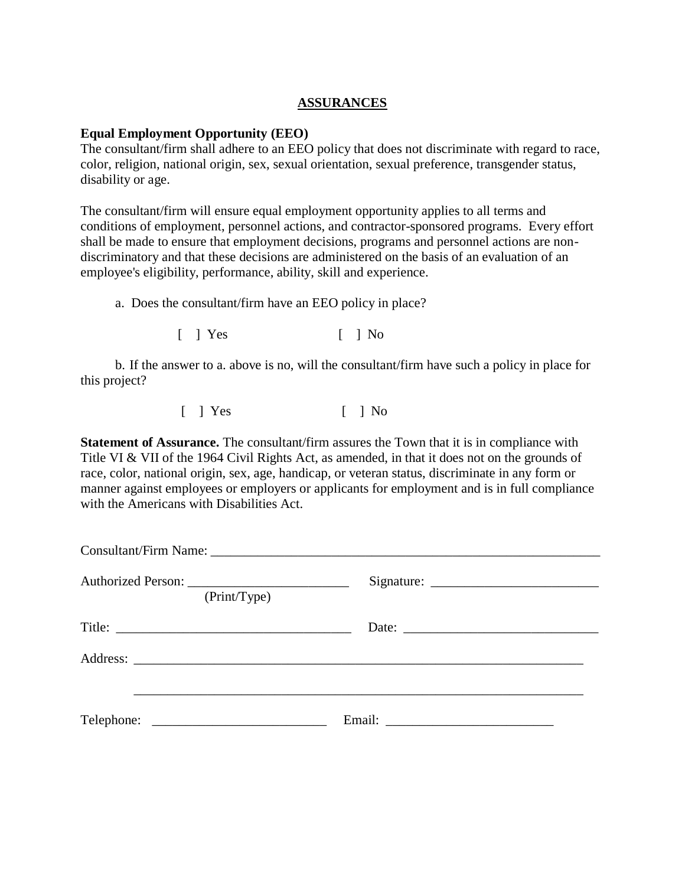# ASSURANCES

**Equal Employment Opportunity (EEO)**
The consultant/firm shall adhere to an EEO policy that does not discriminate with regard to race, color, religion, national origin, sex, sexual orientation, sexual preference, transgender status, disability or age.

The consultant/firm will ensure equal employment opportunity applies to all terms and conditions of employment, personnel actions, and contractor-sponsored programs. Every effort shall be made to ensure that employment decisions, programs and personnel actions are non-discriminatory and that these decisions are administered on the basis of an evaluation of an employee's eligibility, performance, ability, skill and experience.

a. Does the consultant/firm have an EEO policy in place?

[ ] Yes [ ] No

b. If the answer to a. above is no, will the consultant/firm have such a policy in place for this project?

[ ] Yes [ ] No

**Statement of Assurance.** The consultant/firm assures the Town that it is in compliance with Title VI & VII of the 1964 Civil Rights Act, as amended, in that it does not on the grounds of race, color, national origin, sex, age, handicap, or veteran status, discriminate in any form or manner against employees or employers or applicants for employment and is in full compliance with the Americans with Disabilities Act.

Consultant/Firm Name: ______________________________________________

Authorized Person: ________________________ (Print/Type) Signature: ________________________

Title: __________________________________ Date: ____________________________

Address: ________________________________________________________________

________________________________________________________________

Telephone: __________________________ Email: ________________________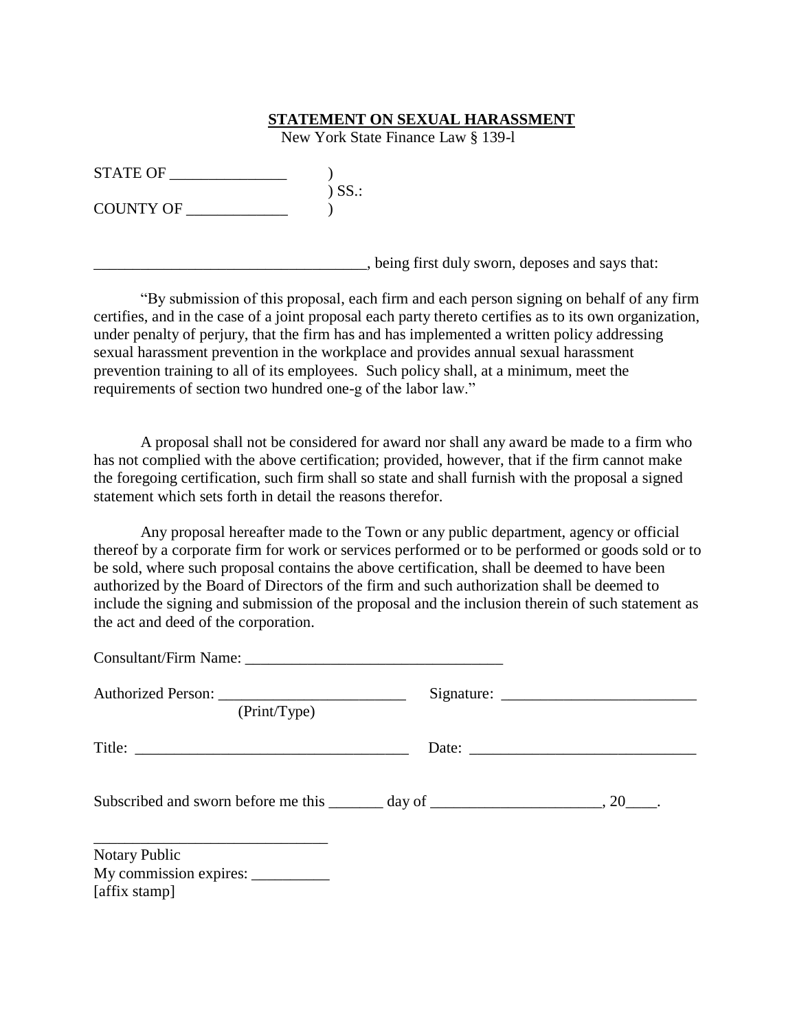**STATEMENT ON SEXUAL HARASSMENT**

New York State Finance Law § 139-l

STATE OF _______________ )
) SS.:
COUNTY OF _____________ )

___________________________________, being first duly sworn, deposes and says that:

"By submission of this proposal, each firm and each person signing on behalf of any firm certifies, and in the case of a joint proposal each party thereto certifies as to its own organization, under penalty of perjury, that the firm has and has implemented a written policy addressing sexual harassment prevention in the workplace and provides annual sexual harassment prevention training to all of its employees. Such policy shall, at a minimum, meet the requirements of section two hundred one-g of the labor law."

A proposal shall not be considered for award nor shall any award be made to a firm who has not complied with the above certification; provided, however, that if the firm cannot make the foregoing certification, such firm shall so state and shall furnish with the proposal a signed statement which sets forth in detail the reasons therefor.

Any proposal hereafter made to the Town or any public department, agency or official thereof by a corporate firm for work or services performed or to be performed or goods sold or to be sold, where such proposal contains the above certification, shall be deemed to have been authorized by the Board of Directors of the firm and such authorization shall be deemed to include the signing and submission of the proposal and the inclusion therein of such statement as the act and deed of the corporation.

Consultant/Firm Name: _________________________________

Authorized Person: ________________________ Signature: ________________________
(Print/Type)

Title: ___________________________________ Date: _____________________________

Subscribed and sworn before me this _______ day of _____________________, 20____.

______________________________
Notary Public
My commission expires: __________
[affix stamp]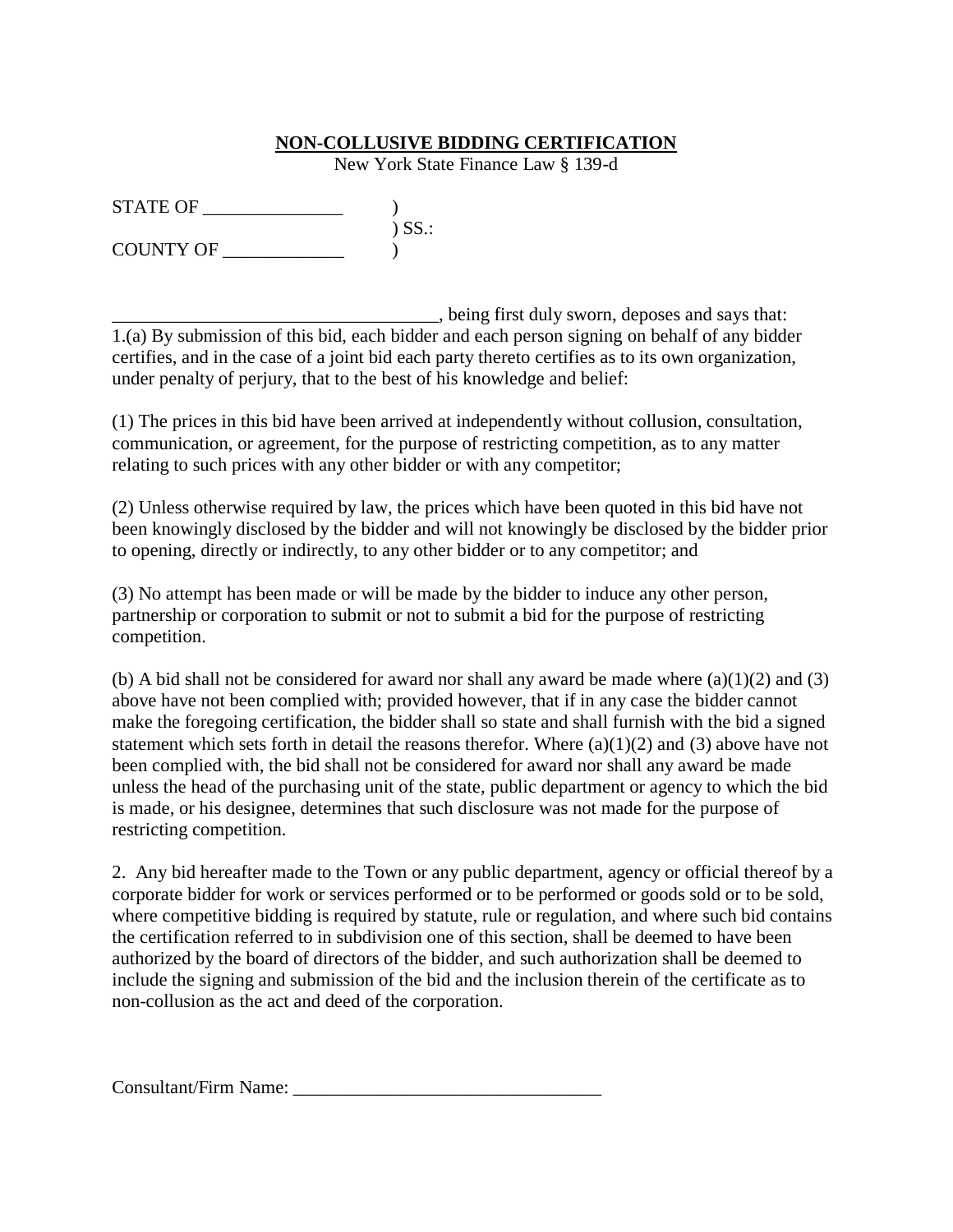**NON-COLLUSIVE BIDDING CERTIFICATION**

New York State Finance Law § 139-d

STATE OF _______________ )
) SS.:
COUNTY OF _____________ )

___________________________________, being first duly sworn, deposes and says that:

1.(a) By submission of this bid, each bidder and each person signing on behalf of any bidder certifies, and in the case of a joint bid each party thereto certifies as to its own organization, under penalty of perjury, that to the best of his knowledge and belief:

(1) The prices in this bid have been arrived at independently without collusion, consultation, communication, or agreement, for the purpose of restricting competition, as to any matter relating to such prices with any other bidder or with any competitor;

(2) Unless otherwise required by law, the prices which have been quoted in this bid have not been knowingly disclosed by the bidder and will not knowingly be disclosed by the bidder prior to opening, directly or indirectly, to any other bidder or to any competitor; and

(3) No attempt has been made or will be made by the bidder to induce any other person, partnership or corporation to submit or not to submit a bid for the purpose of restricting competition.

(b) A bid shall not be considered for award nor shall any award be made where (a)(1)(2) and (3) above have not been complied with; provided however, that if in any case the bidder cannot make the foregoing certification, the bidder shall so state and shall furnish with the bid a signed statement which sets forth in detail the reasons therefor. Where (a)(1)(2) and (3) above have not been complied with, the bid shall not be considered for award nor shall any award be made unless the head of the purchasing unit of the state, public department or agency to which the bid is made, or his designee, determines that such disclosure was not made for the purpose of restricting competition.

2. Any bid hereafter made to the Town or any public department, agency or official thereof by a corporate bidder for work or services performed or to be performed or goods sold or to be sold, where competitive bidding is required by statute, rule or regulation, and where such bid contains the certification referred to in subdivision one of this section, shall be deemed to have been authorized by the board of directors of the bidder, and such authorization shall be deemed to include the signing and submission of the bid and the inclusion therein of the certificate as to non-collusion as the act and deed of the corporation.

Consultant/Firm Name: _________________________________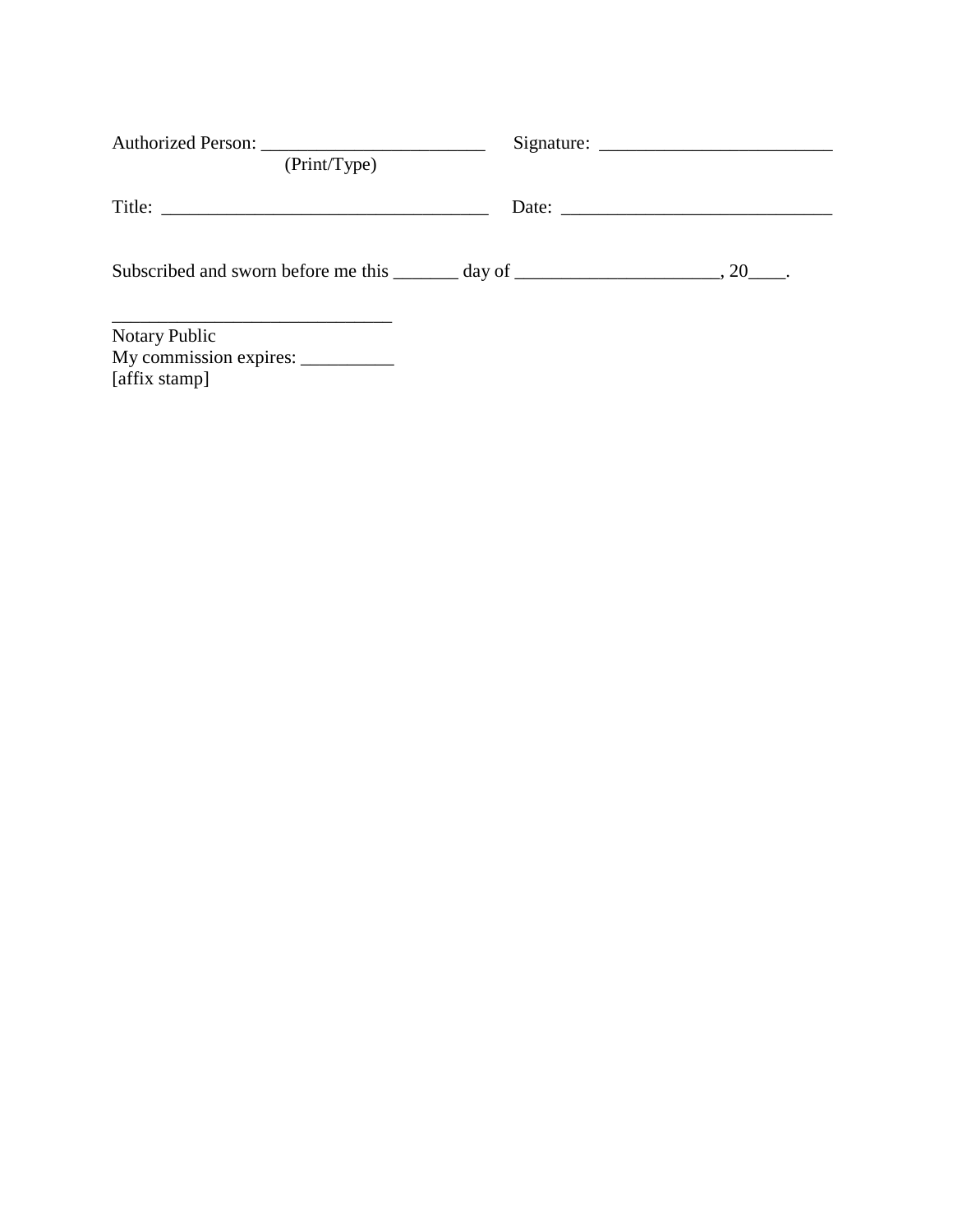Authorized Person: ________________________ (Print/Type)

Signature: ________________________

Title: ___________________________________

Date: ____________________________

Subscribed and sworn before me this _______ day of _____________________, 20____.

______________________________

Notary Public

My commission expires: __________

[affix stamp]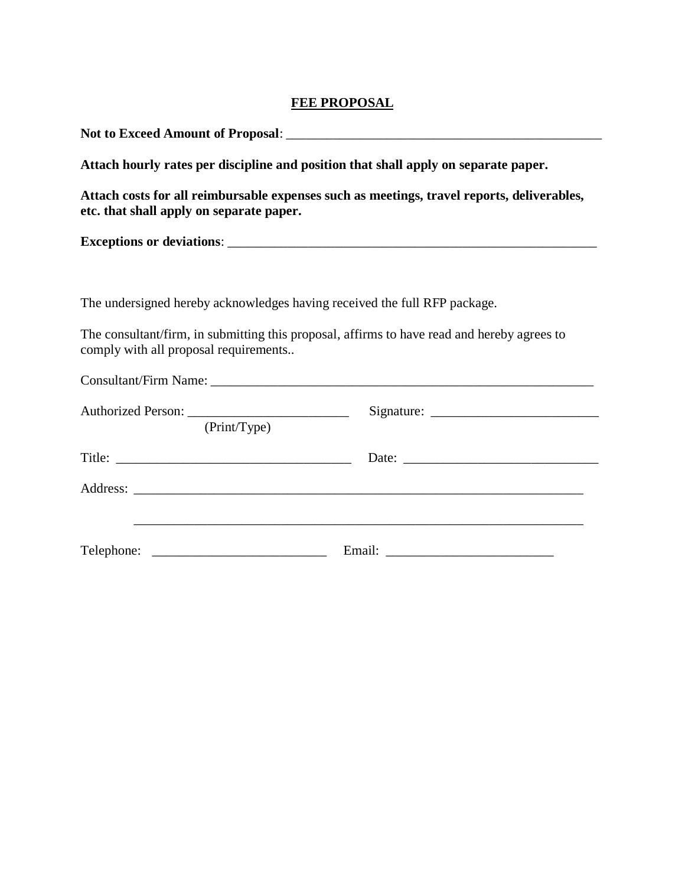# FEE PROPOSAL

**Not to Exceed Amount of Proposal**: _______________________________________________

**Attach hourly rates per discipline and position that shall apply on separate paper.**

**Attach costs for all reimbursable expenses such as meetings, travel reports, deliverables, etc. that shall apply on separate paper.**

**Exceptions or deviations**: _______________________________________________________

The undersigned hereby acknowledges having received the full RFP package.

The consultant/firm, in submitting this proposal, affirms to have read and hereby agrees to comply with all proposal requirements..

Consultant/Firm Name: _____________________________________________________

Authorized Person: ________________________ Signature: ________________________
(Print/Type)

Title: __________________________________ Date: _____________________________

Address: __________________________________________________________________

__________________________________________________________________

Telephone: __________________________ Email: _________________________